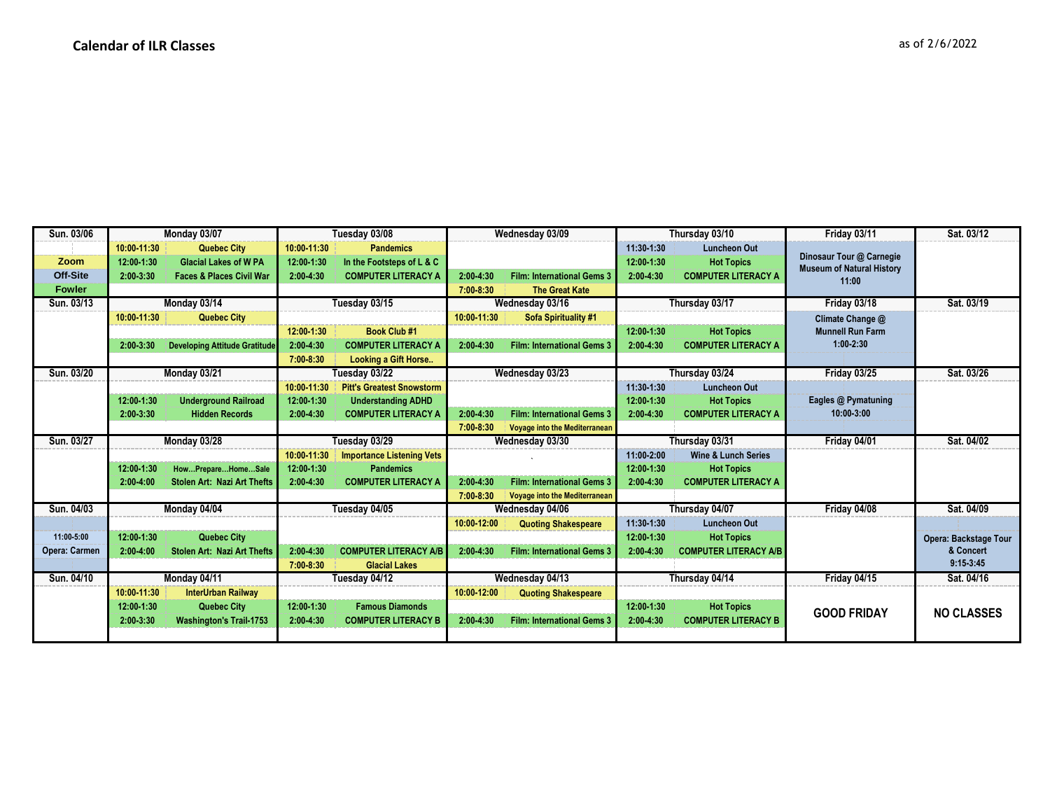# Calendar of ILR Classes

as of 2/6/2022

| Sun. 03/06 | Monday 03/07 | Tuesday 03/08 | Wednesday 03/09 | Thursday 03/10 | Friday 03/11 | Sat. 03/12 |
|---|---|---|---|---|---|---|
| | 10:00-11:30 Quebec City | 10:00-11:30 Pandemics | | 11:30-1:30 Luncheon Out | Dinosaur Tour @ Carnegie Museum of Natural History 11:00 | |
| Zoom | 12:00-1:30 Glacial Lakes of W PA | 12:00-1:30 In the Footsteps of L & C | | 12:00-1:30 Hot Topics | | |
| Off-Site | 2:00-3:30 Faces & Places Civil War | 2:00-4:30 COMPUTER LITERACY A | 2:00-4:30 Film: International Gems 3 | 2:00-4:30 COMPUTER LITERACY A | | |
| Fowler | | | 7:00-8:30 The Great Kate | | | |
| **Sun. 03/13** | **Monday 03/14** | **Tuesday 03/15** | **Wednesday 03/16** | **Thursday 03/17** | **Friday 03/18** | **Sat. 03/19** |
| | 10:00-11:30 Quebec City | | 10:00-11:30 Sofa Spirituality #1 | | Climate Change @ Munnell Run Farm 1:00-2:30 | |
| | | 12:00-1:30 Book Club #1 | | 12:00-1:30 Hot Topics | | |
| | 2:00-3:30 Developing Attitude Gratitude | 2:00-4:30 COMPUTER LITERACY A | 2:00-4:30 Film: International Gems 3 | 2:00-4:30 COMPUTER LITERACY A | | |
| | | 7:00-8:30 Looking a Gift Horse.. | | | | |
| **Sun. 03/20** | **Monday 03/21** | **Tuesday 03/22** | **Wednesday 03/23** | **Thursday 03/24** | **Friday 03/25** | **Sat. 03/26** |
| | | 10:00-11:30 Pitt's Greatest Snowstorm | | 11:30-1:30 Luncheon Out | Eagles @ Pymatuning 10:00-3:00 | |
| | 12:00-1:30 Underground Railroad | 12:00-1:30 Understanding ADHD | | 12:00-1:30 Hot Topics | | |
| | 2:00-3:30 Hidden Records | 2:00-4:30 COMPUTER LITERACY A | 2:00-4:30 Film: International Gems 3 | 2:00-4:30 COMPUTER LITERACY A | | |
| | | | 7:00-8:30 Voyage into the Mediterranean | | | |
| **Sun. 03/27** | **Monday 03/28** | **Tuesday 03/29** | **Wednesday 03/30** | **Thursday 03/31** | **Friday 04/01** | **Sat. 04/02** |
| | | 10:00-11:30 Importance Listening Vets | | 11:00-2:00 Wine & Lunch Series | | |
| | 12:00-1:30 How…Prepare…Home…Sale | 12:00-1:30 Pandemics | | 12:00-1:30 Hot Topics | | |
| | 2:00-4:00 Stolen Art: Nazi Art Thefts | 2:00-4:30 COMPUTER LITERACY A | 2:00-4:30 Film: International Gems 3 | 2:00-4:30 COMPUTER LITERACY A | | |
| | | | 7:00-8:30 Voyage into the Mediterranean | | | |
| **Sun. 04/03** | **Monday 04/04** | **Tuesday 04/05** | **Wednesday 04/06** | **Thursday 04/07** | **Friday 04/08** | **Sat. 04/09** |
| 11:00-5:00 Opera: Carmen | | | 10:00-12:00 Quoting Shakespeare | 11:30-1:30 Luncheon Out | | Opera: Backstage Tour & Concert 9:15-3:45 |
| | 12:00-1:30 Quebec City | | | 12:00-1:30 Hot Topics | | |
| | 2:00-4:00 Stolen Art: Nazi Art Thefts | 2:00-4:30 COMPUTER LITERACY A/B | 2:00-4:30 Film: International Gems 3 | 2:00-4:30 COMPUTER LITERACY A/B | | |
| | | 7:00-8:30 Glacial Lakes | | | | |
| **Sun. 04/10** | **Monday 04/11** | **Tuesday 04/12** | **Wednesday 04/13** | **Thursday 04/14** | **Friday 04/15** | **Sat. 04/16** |
| | 10:00-11:30 InterUrban Railway | | 10:00-12:00 Quoting Shakespeare | | GOOD FRIDAY | NO CLASSES |
| | 12:00-1:30 Quebec City | 12:00-1:30 Famous Diamonds | | 12:00-1:30 Hot Topics | | |
| | 2:00-3:30 Washington's Trail-1753 | 2:00-4:30 COMPUTER LITERACY B | 2:00-4:30 Film: International Gems 3 | 2:00-4:30 COMPUTER LITERACY B | | |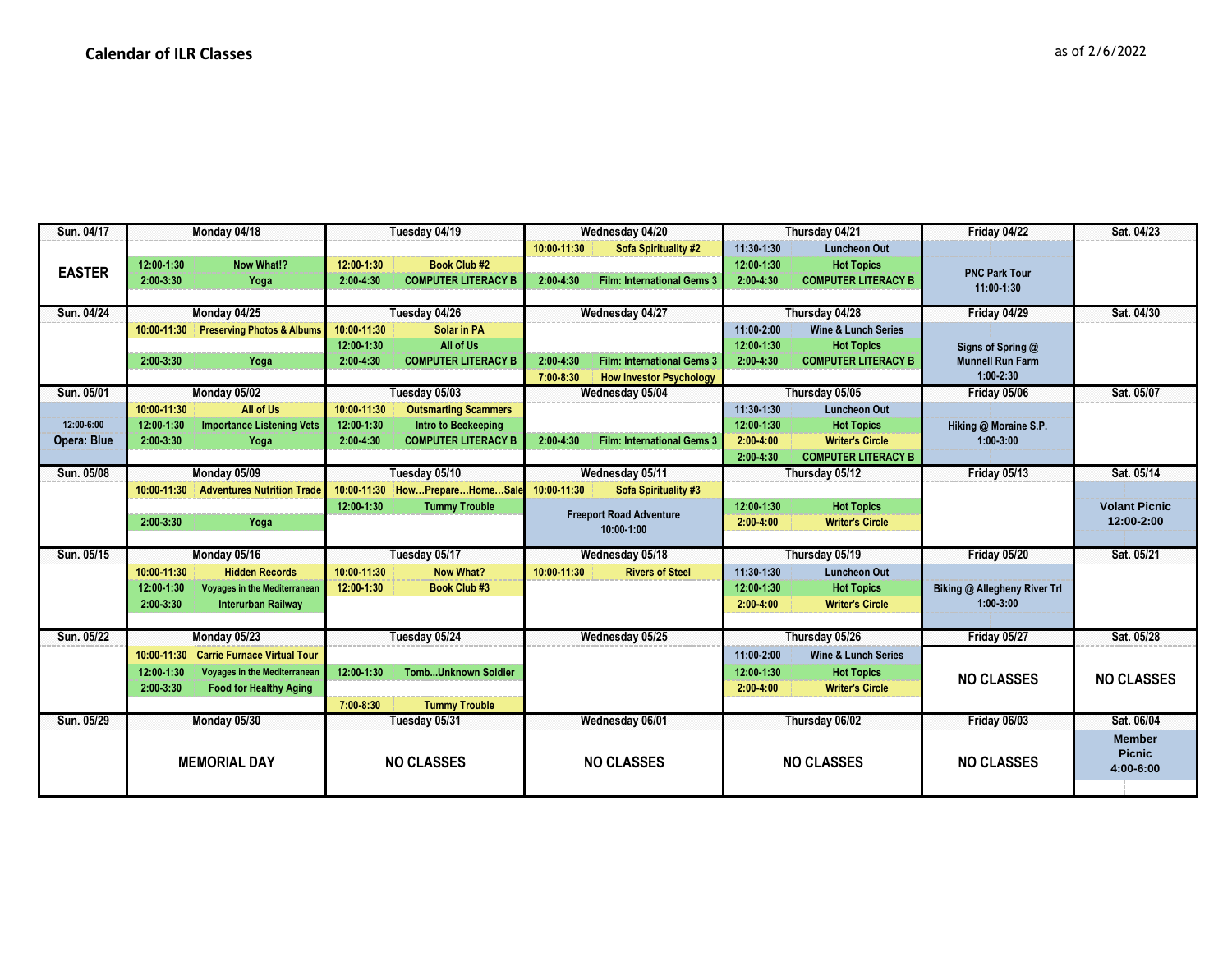**Calendar of ILR Classes**

as of 2/6/2022

| Sun. 04/17 | Monday 04/18 | Tuesday 04/19 | Wednesday 04/20 | Thursday 04/21 | Friday 04/22 | Sat. 04/23 |
|---|---|---|---|---|---|---|
| EASTER | 12:00-1:30 Now What!?<br>2:00-3:30 Yoga | 12:00-1:30 Book Club #2<br>2:00-4:30 COMPUTER LITERACY B | 10:00-11:30 Sofa Spirituality #2<br>2:00-4:30 Film: International Gems 3 | 11:30-1:30 Luncheon Out<br>12:00-1:30 Hot Topics<br>2:00-4:30 COMPUTER LITERACY B | PNC Park Tour<br>11:00-1:30 | |
| **Sun. 04/24** | **Monday 04/25** | **Tuesday 04/26** | **Wednesday 04/27** | **Thursday 04/28** | **Friday 04/29** | **Sat. 04/30** |
| | 10:00-11:30 Preserving Photos & Albums<br>2:00-3:30 Yoga | 10:00-11:30 Solar in PA<br>12:00-1:30 All of Us<br>2:00-4:30 COMPUTER LITERACY B | 2:00-4:30 Film: International Gems 3<br>7:00-8:30 How Investor Psychology | 11:00-2:00 Wine & Lunch Series<br>12:00-1:30 Hot Topics<br>2:00-4:30 COMPUTER LITERACY B | Signs of Spring @ Munnell Run Farm<br>1:00-2:30 | |
| **Sun. 05/01** | **Monday 05/02** | **Tuesday 05/03** | **Wednesday 05/04** | **Thursday 05/05** | **Friday 05/06** | **Sat. 05/07** |
| 12:00-6:00<br>Opera: Blue | 10:00-11:30 All of Us<br>12:00-1:30 Importance Listening Vets<br>2:00-3:30 Yoga | 10:00-11:30 Outsmarting Scammers<br>12:00-1:30 Intro to Beekeeping<br>2:00-4:30 COMPUTER LITERACY B | 2:00-4:30 Film: International Gems 3 | 11:30-1:30 Luncheon Out<br>12:00-1:30 Hot Topics<br>2:00-4:00 Writer's Circle<br>2:00-4:30 COMPUTER LITERACY B | Hiking @ Moraine S.P.<br>1:00-3:00 | |
| **Sun. 05/08** | **Monday 05/09** | **Tuesday 05/10** | **Wednesday 05/11** | **Thursday 05/12** | **Friday 05/13** | **Sat. 05/14** |
| | 10:00-11:30 Adventures Nutrition Trade<br>2:00-3:30 Yoga | 10:00-11:30 How...Prepare...Home...Sale<br>12:00-1:30 Tummy Trouble | 10:00-11:30 Sofa Spirituality #3<br>Freeport Road Adventure 10:00-1:00 | 12:00-1:30 Hot Topics<br>2:00-4:00 Writer's Circle | | Volant Picnic<br>12:00-2:00 |
| **Sun. 05/15** | **Monday 05/16** | **Tuesday 05/17** | **Wednesday 05/18** | **Thursday 05/19** | **Friday 05/20** | **Sat. 05/21** |
| | 10:00-11:30 Hidden Records<br>12:00-1:30 Voyages in the Mediterranean<br>2:00-3:30 Interurban Railway | 10:00-11:30 Now What?<br>12:00-1:30 Book Club #3 | 10:00-11:30 Rivers of Steel | 11:30-1:30 Luncheon Out<br>12:00-1:30 Hot Topics<br>2:00-4:00 Writer's Circle | Biking @ Allegheny River Trl<br>1:00-3:00 | |
| **Sun. 05/22** | **Monday 05/23** | **Tuesday 05/24** | **Wednesday 05/25** | **Thursday 05/26** | **Friday 05/27** | **Sat. 05/28** |
| | 10:00-11:30 Carrie Furnace Virtual Tour<br>12:00-1:30 Voyages in the Mediterranean<br>2:00-3:30 Food for Healthy Aging | 12:00-1:30 Tomb...Unknown Soldier<br>7:00-8:30 Tummy Trouble | | 11:00-2:00 Wine & Lunch Series<br>12:00-1:30 Hot Topics<br>2:00-4:00 Writer's Circle | NO CLASSES | NO CLASSES |
| **Sun. 05/29** | **Monday 05/30** | **Tuesday 05/31** | **Wednesday 06/01** | **Thursday 06/02** | **Friday 06/03** | **Sat. 06/04** |
| | MEMORIAL DAY | NO CLASSES | NO CLASSES | NO CLASSES | NO CLASSES | Member Picnic<br>4:00-6:00 |